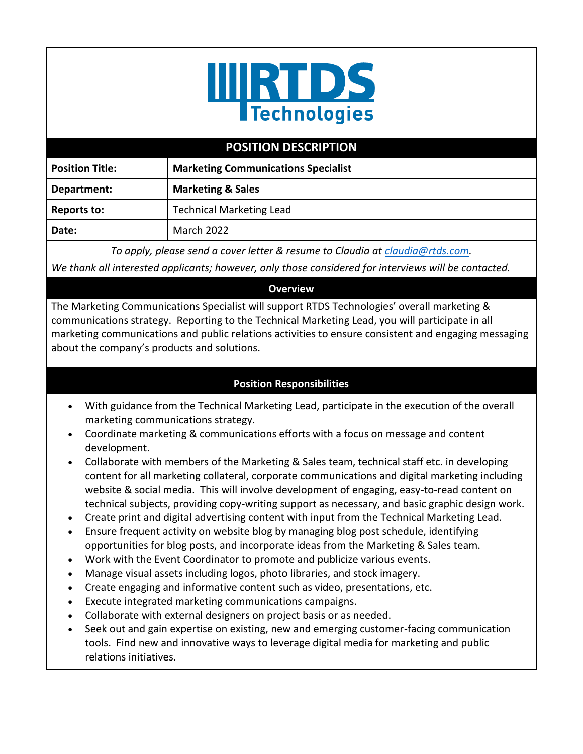# RTDS Technologies

## POSITION DESCRIPTION

| Position Title: | **Marketing Communications Specialist** |
|---|---|
| **Department:** | **Marketing & Sales** |
| **Reports to:** | Technical Marketing Lead |
| **Date:** | March 2022 |

*To apply, please send a cover letter & resume to Claudia at [claudia@rtds.com](mailto:claudia@rtds.com).*

*We thank all interested applicants; however, only those considered for interviews will be contacted.*

### Overview

The Marketing Communications Specialist will support RTDS Technologies' overall marketing & communications strategy. Reporting to the Technical Marketing Lead, you will participate in all marketing communications and public relations activities to ensure consistent and engaging messaging about the company's products and solutions.

### Position Responsibilities

- With guidance from the Technical Marketing Lead, participate in the execution of the overall marketing communications strategy.
- Coordinate marketing & communications efforts with a focus on message and content development.
- Collaborate with members of the Marketing & Sales team, technical staff etc. in developing content for all marketing collateral, corporate communications and digital marketing including website & social media. This will involve development of engaging, easy-to-read content on technical subjects, providing copy-writing support as necessary, and basic graphic design work.
- Create print and digital advertising content with input from the Technical Marketing Lead.
- Ensure frequent activity on website blog by managing blog post schedule, identifying opportunities for blog posts, and incorporate ideas from the Marketing & Sales team.
- Work with the Event Coordinator to promote and publicize various events.
- Manage visual assets including logos, photo libraries, and stock imagery.
- Create engaging and informative content such as video, presentations, etc.
- Execute integrated marketing communications campaigns.
- Collaborate with external designers on project basis or as needed.
- Seek out and gain expertise on existing, new and emerging customer-facing communication tools. Find new and innovative ways to leverage digital media for marketing and public relations initiatives.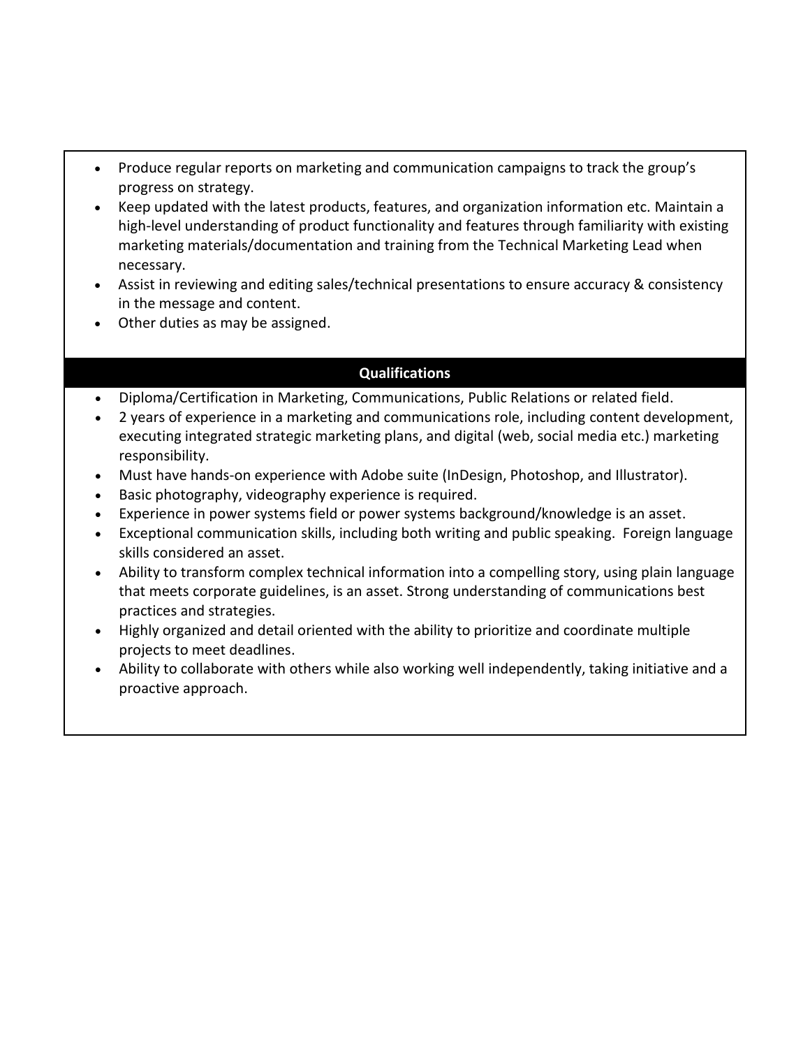- Produce regular reports on marketing and communication campaigns to track the group's progress on strategy.
- Keep updated with the latest products, features, and organization information etc. Maintain a high-level understanding of product functionality and features through familiarity with existing marketing materials/documentation and training from the Technical Marketing Lead when necessary.
- Assist in reviewing and editing sales/technical presentations to ensure accuracy & consistency in the message and content.
- Other duties as may be assigned.

## Qualifications

- Diploma/Certification in Marketing, Communications, Public Relations or related field.
- 2 years of experience in a marketing and communications role, including content development, executing integrated strategic marketing plans, and digital (web, social media etc.) marketing responsibility.
- Must have hands-on experience with Adobe suite (InDesign, Photoshop, and Illustrator).
- Basic photography, videography experience is required.
- Experience in power systems field or power systems background/knowledge is an asset.
- Exceptional communication skills, including both writing and public speaking. Foreign language skills considered an asset.
- Ability to transform complex technical information into a compelling story, using plain language that meets corporate guidelines, is an asset. Strong understanding of communications best practices and strategies.
- Highly organized and detail oriented with the ability to prioritize and coordinate multiple projects to meet deadlines.
- Ability to collaborate with others while also working well independently, taking initiative and a proactive approach.